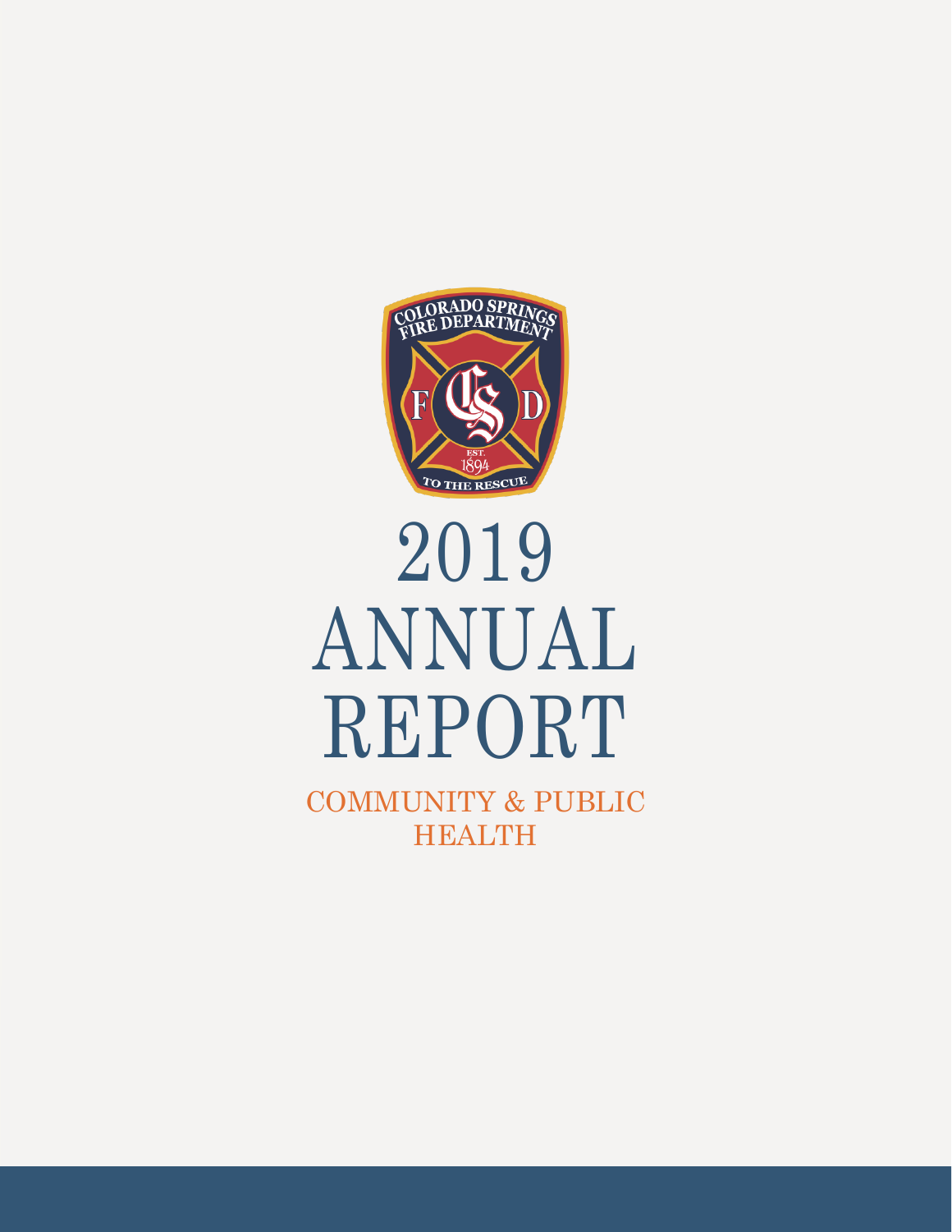# 2019 ANNUAL REPORT

## COMMUNITY & PUBLIC HEALTH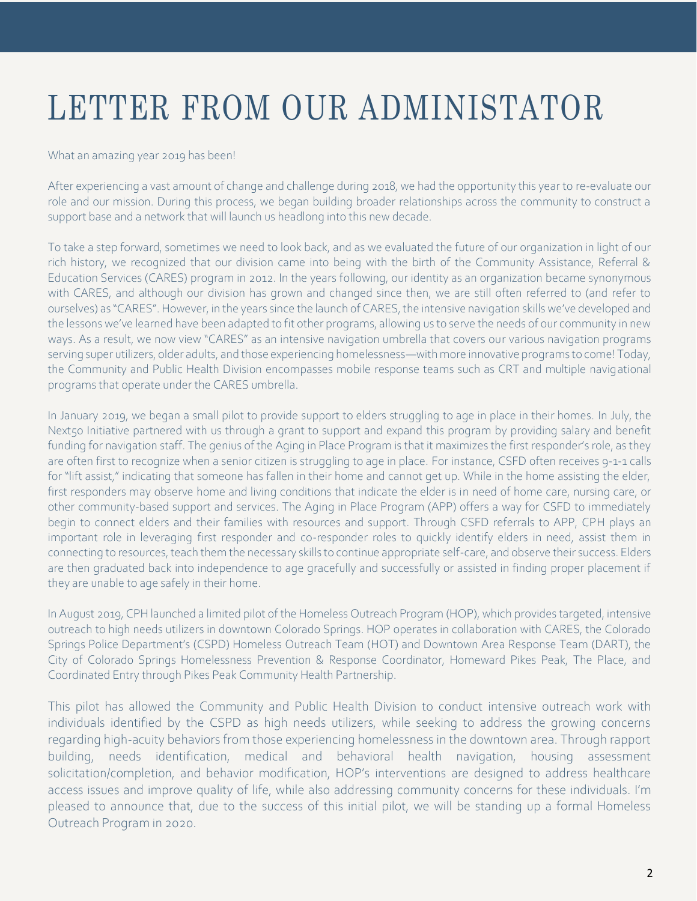# LETTER FROM OUR ADMINISTATOR

What an amazing year 2019 has been!

After experiencing a vast amount of change and challenge during 2018, we had the opportunity this year to re-evaluate our role and our mission. During this process, we began building broader relationships across the community to construct a support base and a network that will launch us headlong into this new decade.

To take a step forward, sometimes we need to look back, and as we evaluated the future of our organization in light of our rich history, we recognized that our division came into being with the birth of the Community Assistance, Referral & Education Services (CARES) program in 2012. In the years following, our identity as an organization became synonymous with CARES, and although our division has grown and changed since then, we are still often referred to (and refer to ourselves) as "CARES". However, in the years since the launch of CARES, the intensive navigation skills we've developed and the lessons we've learned have been adapted to fit other programs, allowing us to serve the needs of our community in new ways. As a result, we now view "CARES" as an intensive navigation umbrella that covers our various navigation programs serving super utilizers, older adults, and those experiencing homelessness—with more innovative programs to come! Today, the Community and Public Health Division encompasses mobile response teams such as CRT and multiple navigational programs that operate under the CARES umbrella.

In January 2019, we began a small pilot to provide support to elders struggling to age in place in their homes. In July, the Next50 Initiative partnered with us through a grant to support and expand this program by providing salary and benefit funding for navigation staff. The genius of the Aging in Place Program is that it maximizes the first responder's role, as they are often first to recognize when a senior citizen is struggling to age in place. For instance, CSFD often receives 9-1-1 calls for "lift assist," indicating that someone has fallen in their home and cannot get up. While in the home assisting the elder, first responders may observe home and living conditions that indicate the elder is in need of home care, nursing care, or other community-based support and services. The Aging in Place Program (APP) offers a way for CSFD to immediately begin to connect elders and their families with resources and support. Through CSFD referrals to APP, CPH plays an important role in leveraging first responder and co-responder roles to quickly identify elders in need, assist them in connecting to resources, teach them the necessary skills to continue appropriate self-care, and observe their success. Elders are then graduated back into independence to age gracefully and successfully or assisted in finding proper placement if they are unable to age safely in their home.

In August 2019, CPH launched a limited pilot of the Homeless Outreach Program (HOP), which provides targeted, intensive outreach to high needs utilizers in downtown Colorado Springs. HOP operates in collaboration with CARES, the Colorado Springs Police Department's (CSPD) Homeless Outreach Team (HOT) and Downtown Area Response Team (DART), the City of Colorado Springs Homelessness Prevention & Response Coordinator, Homeward Pikes Peak, The Place, and Coordinated Entry through Pikes Peak Community Health Partnership.

This pilot has allowed the Community and Public Health Division to conduct intensive outreach work with individuals identified by the CSPD as high needs utilizers, while seeking to address the growing concerns regarding high-acuity behaviors from those experiencing homelessness in the downtown area. Through rapport building, needs identification, medical and behavioral health navigation, housing assessment solicitation/completion, and behavior modification, HOP's interventions are designed to address healthcare access issues and improve quality of life, while also addressing community concerns for these individuals. I'm pleased to announce that, due to the success of this initial pilot, we will be standing up a formal Homeless Outreach Program in 2020.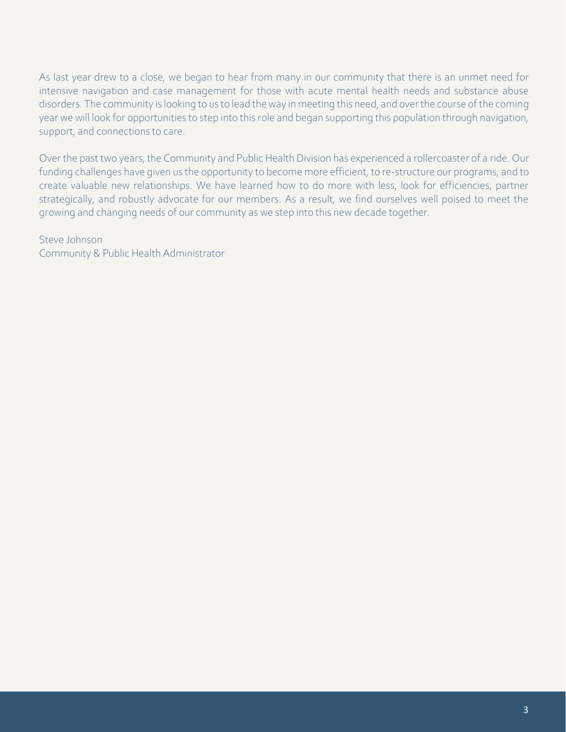As last year drew to a close, we began to hear from many in our community that there is an unmet need for intensive navigation and case management for those with acute mental health needs and substance abuse disorders. The community is looking to us to lead the way in meeting this need, and over the course of the coming year we will look for opportunities to step into this role and began supporting this population through navigation, support, and connections to care.

Over the past two years, the Community and Public Health Division has experienced a rollercoaster of a ride. Our funding challenges have given us the opportunity to become more efficient, to re-structure our programs, and to create valuable new relationships. We have learned how to do more with less, look for efficiencies, partner strategically, and robustly advocate for our members. As a result, we find ourselves well poised to meet the growing and changing needs of our community as we step into this new decade together.

Steve Johnson
Community & Public Health Administrator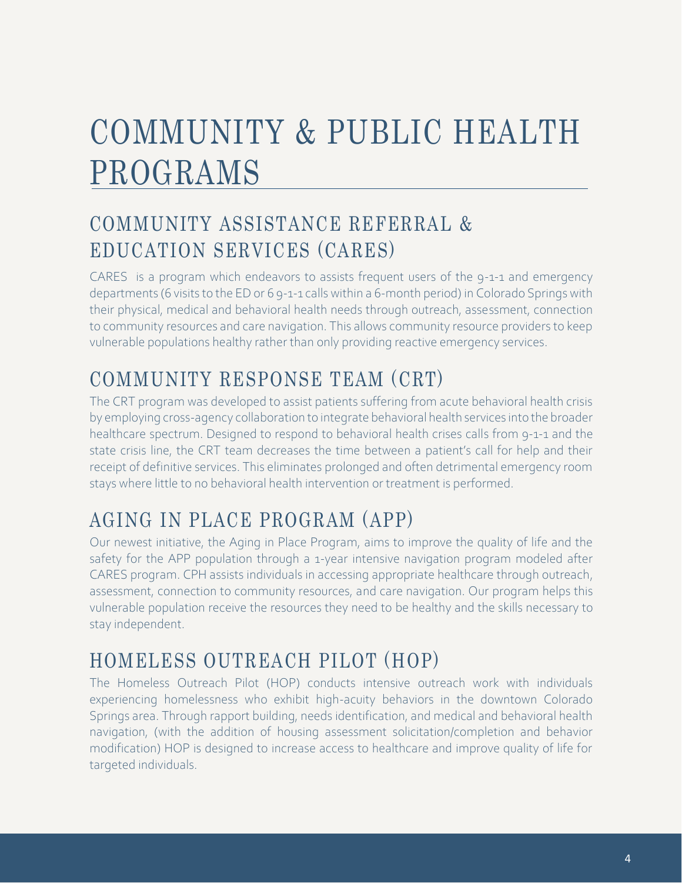# COMMUNITY & PUBLIC HEALTH PROGRAMS

## COMMUNITY ASSISTANCE REFERRAL & EDUCATION SERVICES (CARES)

CARES is a program which endeavors to assists frequent users of the 9-1-1 and emergency departments (6 visits to the ED or 6 9-1-1 calls within a 6-month period) in Colorado Springs with their physical, medical and behavioral health needs through outreach, assessment, connection to community resources and care navigation. This allows community resource providers to keep vulnerable populations healthy rather than only providing reactive emergency services.

## COMMUNITY RESPONSE TEAM (CRT)

The CRT program was developed to assist patients suffering from acute behavioral health crisis by employing cross-agency collaboration to integrate behavioral health services into the broader healthcare spectrum. Designed to respond to behavioral health crises calls from 9-1-1 and the state crisis line, the CRT team decreases the time between a patient's call for help and their receipt of definitive services. This eliminates prolonged and often detrimental emergency room stays where little to no behavioral health intervention or treatment is performed.

## AGING IN PLACE PROGRAM (APP)

Our newest initiative, the Aging in Place Program, aims to improve the quality of life and the safety for the APP population through a 1-year intensive navigation program modeled after CARES program. CPH assists individuals in accessing appropriate healthcare through outreach, assessment, connection to community resources, and care navigation. Our program helps this vulnerable population receive the resources they need to be healthy and the skills necessary to stay independent.

## HOMELESS OUTREACH PILOT (HOP)

The Homeless Outreach Pilot (HOP) conducts intensive outreach work with individuals experiencing homelessness who exhibit high-acuity behaviors in the downtown Colorado Springs area. Through rapport building, needs identification, and medical and behavioral health navigation, (with the addition of housing assessment solicitation/completion and behavior modification) HOP is designed to increase access to healthcare and improve quality of life for targeted individuals.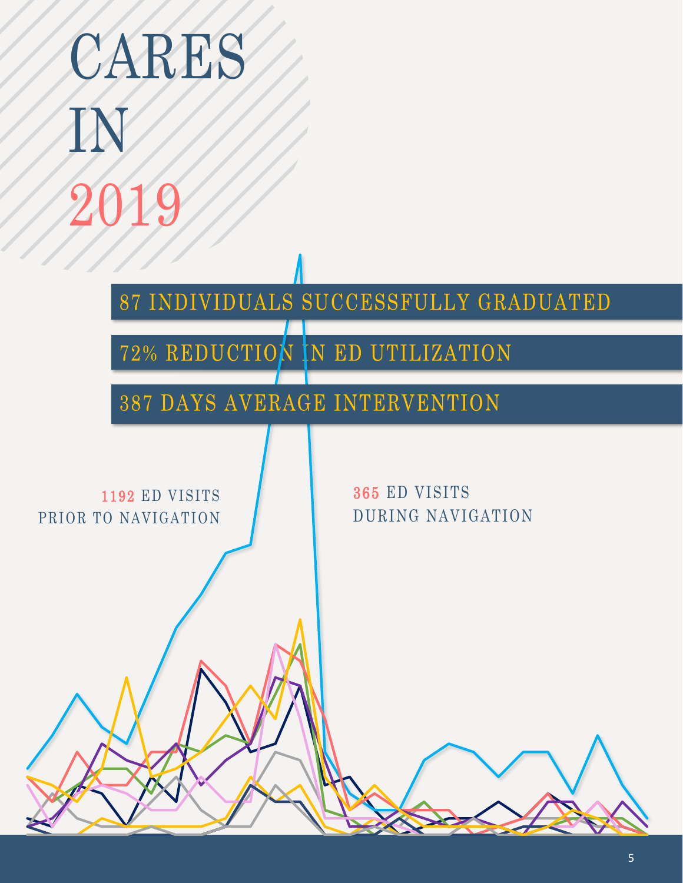# CARES IN 2019

87 INDIVIDUALS SUCCESSFULLY GRADUATED

72% REDUCTION IN ED UTILIZATION

387 DAYS AVERAGE INTERVENTION

1192 ED VISITS PRIOR TO NAVIGATION

365 ED VISITS DURING NAVIGATION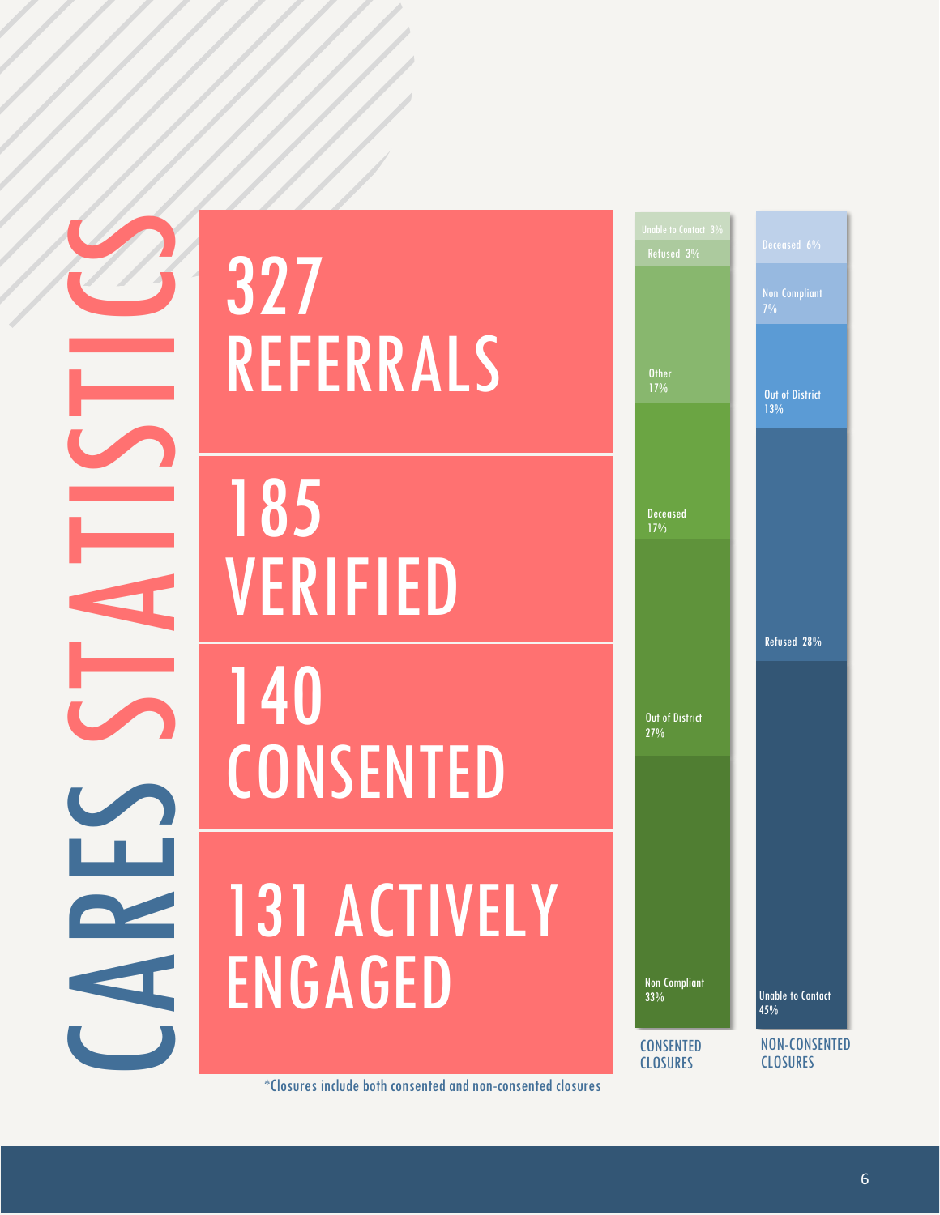# CARES STATISTICS

**327 REFERRALS**

**185 VERIFIED**

**140 CONSENTED**

**131 ACTIVELY ENGAGED**

*Closures include both consented and non-consented closures

**CONSENTED CLOSURES**

| Reason | Percentage |
| --- | --- |
| Unable to Contact | 3% |
| Refused | 3% |
| Other | 17% |
| Deceased | 17% |
| Out of District | 27% |
| Non Compliant | 33% |

**NON-CONSENTED CLOSURES**

| Reason | Percentage |
| --- | --- |
| Deceased | 6% |
| Non Compliant | 7% |
| Out of District | 13% |
| Refused | 28% |
| Unable to Contact | 45% |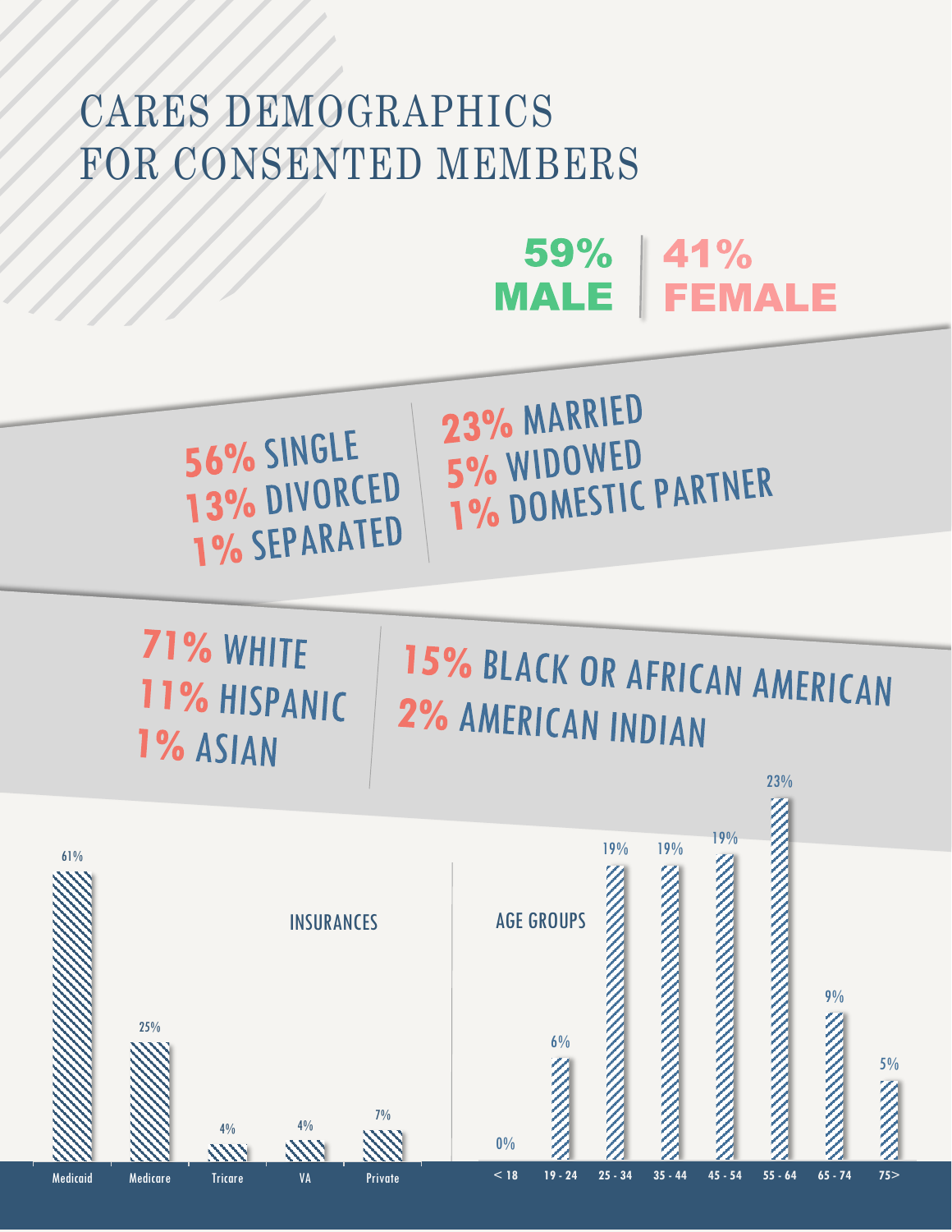# CARES DEMOGRAPHICS FOR CONSENTED MEMBERS

**59% MALE** | **41% FEMALE**

**56%** SINGLE
**13%** DIVORCED
**1%** SEPARATED

**23%** MARRIED
**5%** WIDOWED
**1%** DOMESTIC PARTNER

**71%** WHITE
**11%** HISPANIC
**1%** ASIAN

**15%** BLACK OR AFRICAN AMERICAN
**2%** AMERICAN INDIAN

## INSURANCES

| Medicaid | Medicare | Tricare | VA | Private |
|---|---|---|---|---|
| 61% | 25% | 4% | 4% | 7% |

## AGE GROUPS

| < 18 | 19 - 24 | 25 - 34 | 35 - 44 | 45 - 54 | 55 - 64 | 65 - 74 | 75> |
|---|---|---|---|---|---|---|---|
| 0% | 6% | 19% | 19% | 19% | 23% | 9% | 5% |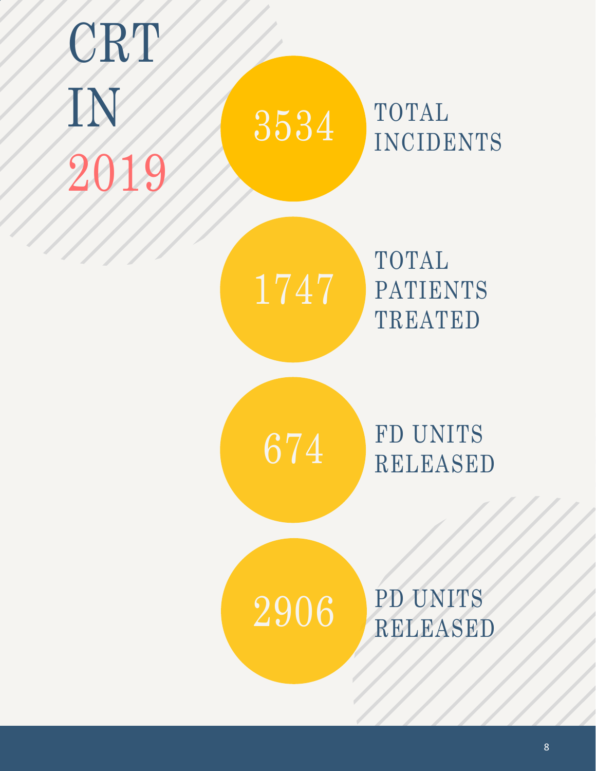# CRT IN 2019

**3534** TOTAL INCIDENTS

**1747** TOTAL PATIENTS TREATED

**674** FD UNITS RELEASED

**2906** PD UNITS RELEASED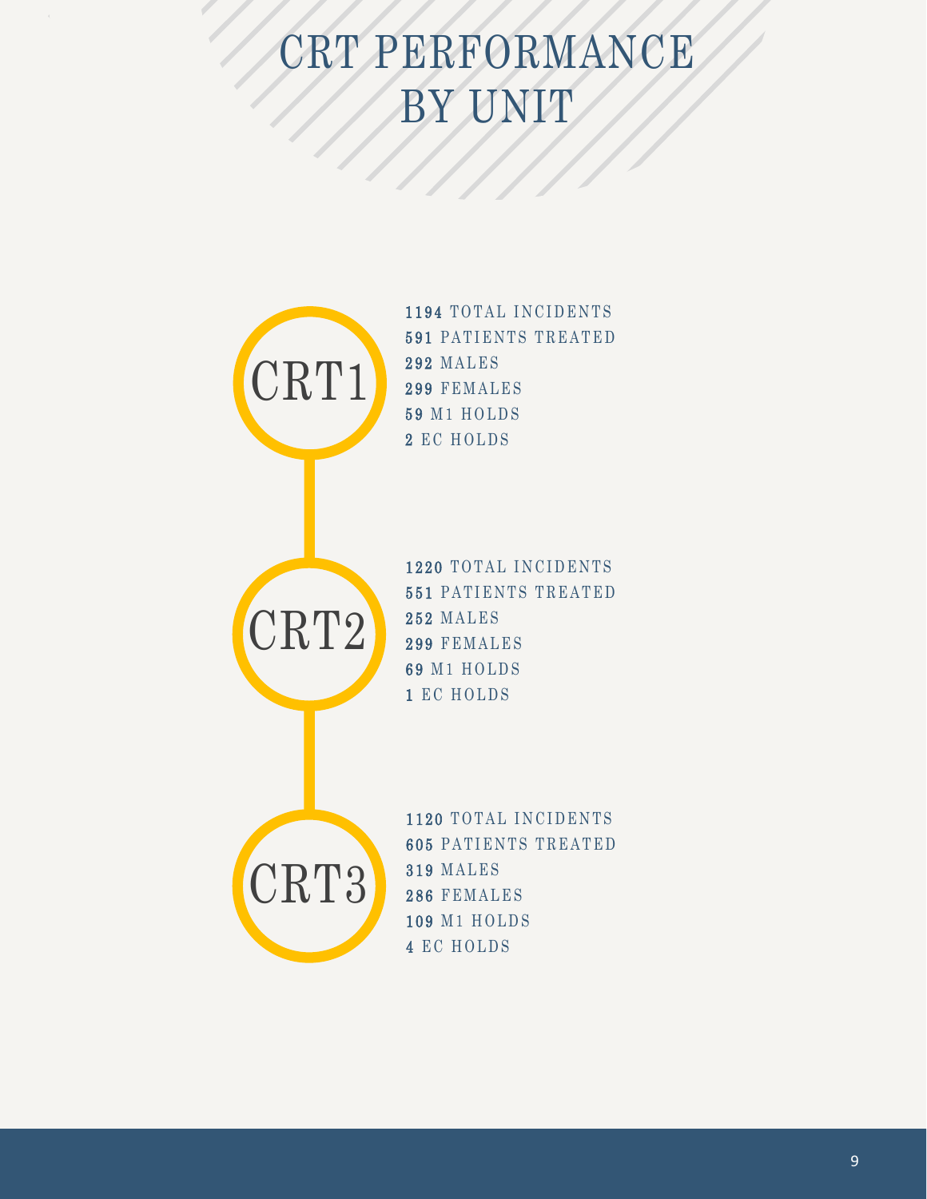# CRT PERFORMANCE BY UNIT

## CRT1

**1194** TOTAL INCIDENTS
**591** PATIENTS TREATED
**292** MALES
**299** FEMALES
**59** M1 HOLDS
**2** EC HOLDS

## CRT2

**1220** TOTAL INCIDENTS
**551** PATIENTS TREATED
**252** MALES
**299** FEMALES
**69** M1 HOLDS
**1** EC HOLDS

## CRT3

**1120** TOTAL INCIDENTS
**605** PATIENTS TREATED
**319** MALES
**286** FEMALES
**109** M1 HOLDS
**4** EC HOLDS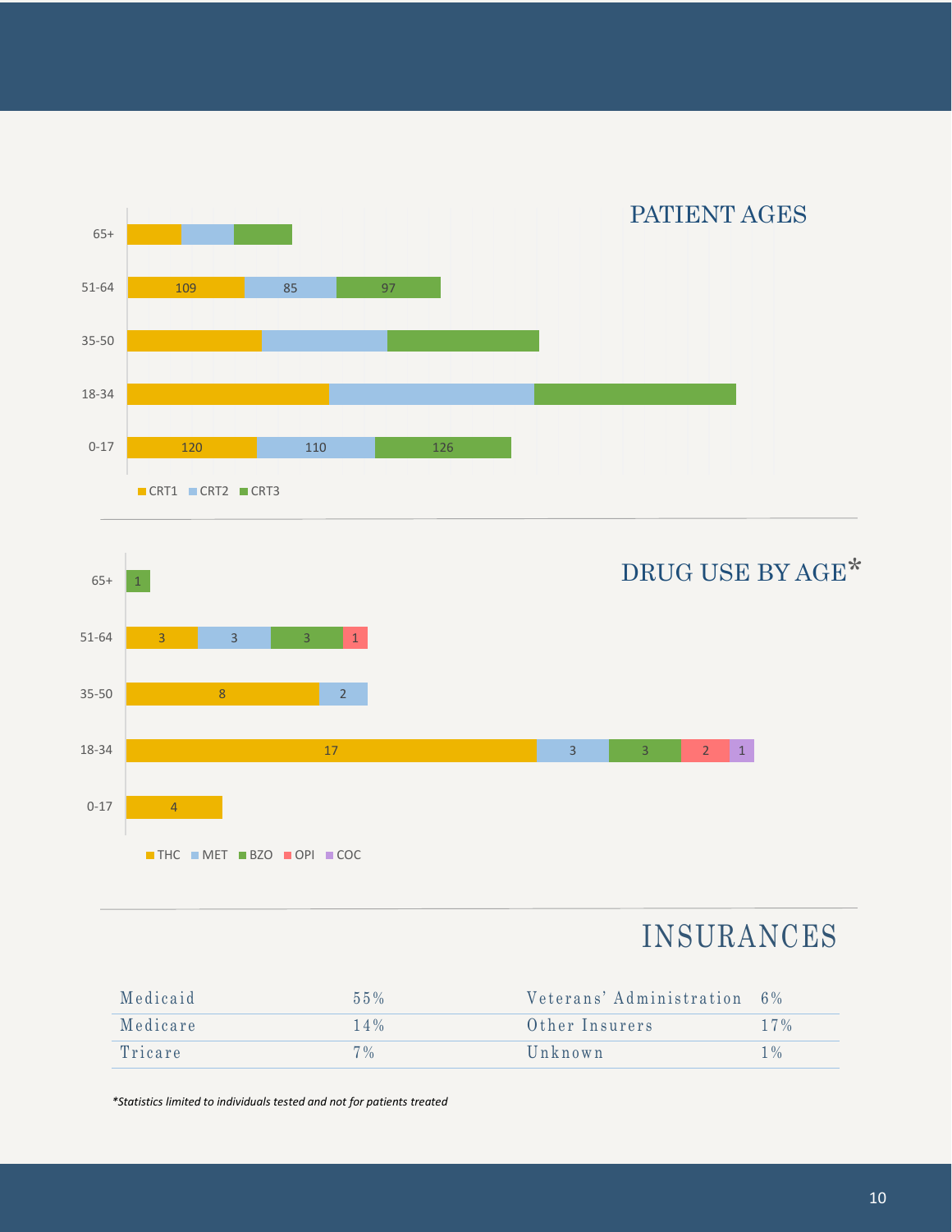## PATIENT AGES

| Age | CRT1 | CRT2 | CRT3 |
|---|---|---|---|
| 65+ | | | |
| 51-64 | 109 | 85 | 97 |
| 35-50 | | | |
| 18-34 | | | |
| 0-17 | 120 | 110 | 126 |

## DRUG USE BY AGE*

| Age | THC | MET | BZO | OPI | COC |
|---|---|---|---|---|---|
| 65+ | | | 1 | | |
| 51-64 | 3 | 3 | 3 | 1 | |
| 35-50 | 8 | 2 | | | |
| 18-34 | 17 | 3 | 3 | 2 | 1 |
| 0-17 | 4 | | | | |

## INSURANCES

| Insurer | % | Insurer | % |
|---|---|---|---|
| Medicaid | 55% | Veterans' Administration | 6% |
| Medicare | 14% | Other Insurers | 17% |
| Tricare | 7% | Unknown | 1% |

*\*Statistics limited to individuals tested and not for patients treated*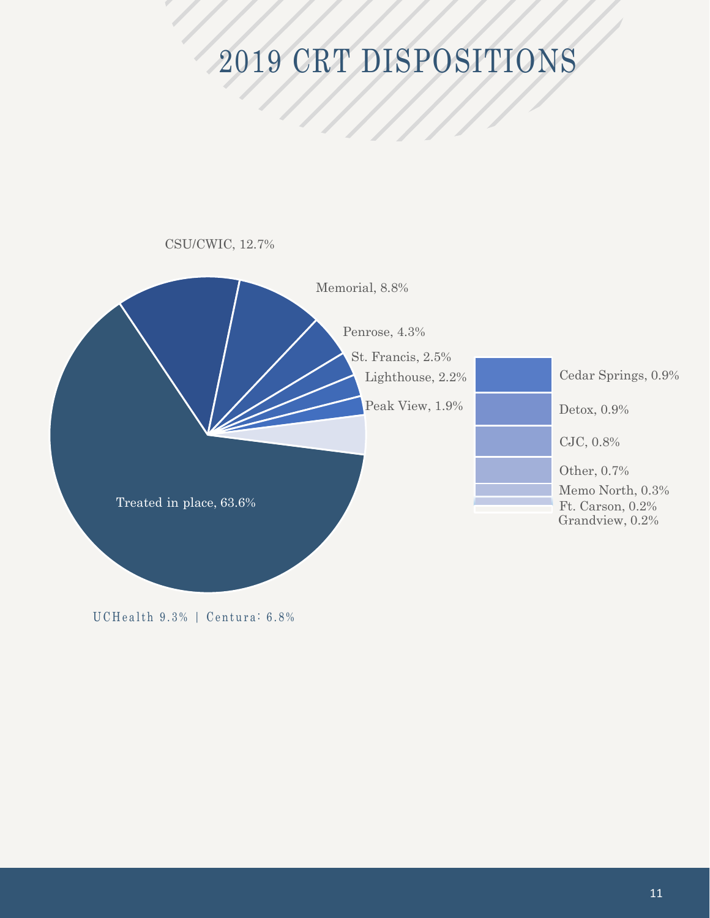# 2019 CRT DISPOSITIONS

CSU/CWIC, 12.7%

Memorial, 8.8%

Penrose, 4.3%

St. Francis, 2.5%

Lighthouse, 2.2%

Peak View, 1.9%

Treated in place, 63.6%

Cedar Springs, 0.9%

Detox, 0.9%

CJC, 0.8%

Other, 0.7%

Memo North, 0.3%

Ft. Carson, 0.2%

Grandview, 0.2%

UCHealth 9.3% | Centura: 6.8%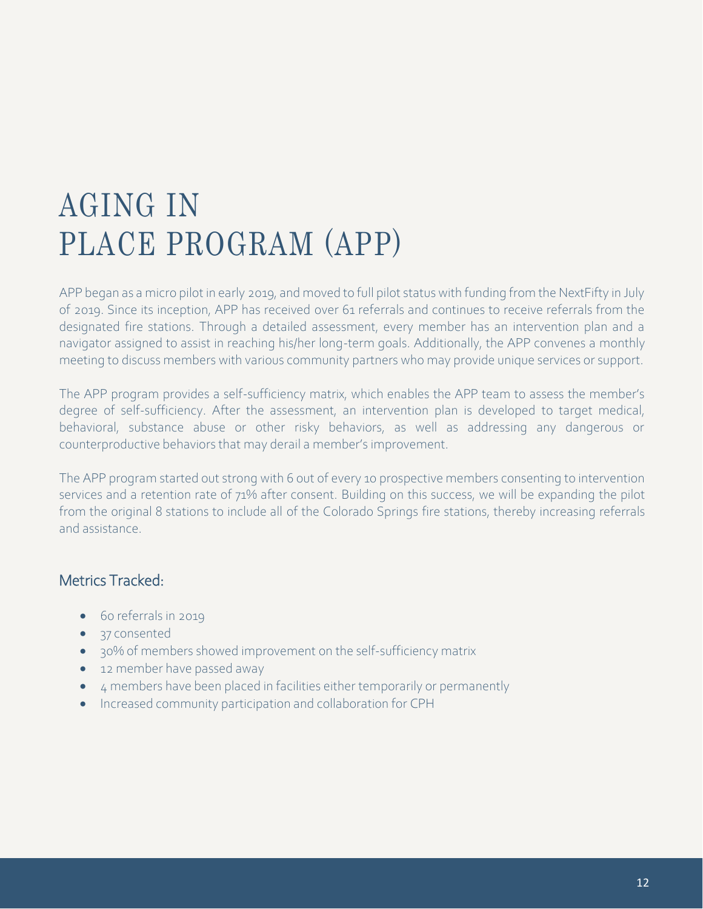# AGING IN PLACE PROGRAM (APP)

APP began as a micro pilot in early 2019, and moved to full pilot status with funding from the NextFifty in July of 2019. Since its inception, APP has received over 61 referrals and continues to receive referrals from the designated fire stations. Through a detailed assessment, every member has an intervention plan and a navigator assigned to assist in reaching his/her long-term goals. Additionally, the APP convenes a monthly meeting to discuss members with various community partners who may provide unique services or support.

The APP program provides a self-sufficiency matrix, which enables the APP team to assess the member's degree of self-sufficiency. After the assessment, an intervention plan is developed to target medical, behavioral, substance abuse or other risky behaviors, as well as addressing any dangerous or counterproductive behaviors that may derail a member's improvement.

The APP program started out strong with 6 out of every 10 prospective members consenting to intervention services and a retention rate of 71% after consent. Building on this success, we will be expanding the pilot from the original 8 stations to include all of the Colorado Springs fire stations, thereby increasing referrals and assistance.

## Metrics Tracked:

- 60 referrals in 2019
- 37 consented
- 30% of members showed improvement on the self-sufficiency matrix
- 12 member have passed away
- 4 members have been placed in facilities either temporarily or permanently
- Increased community participation and collaboration for CPH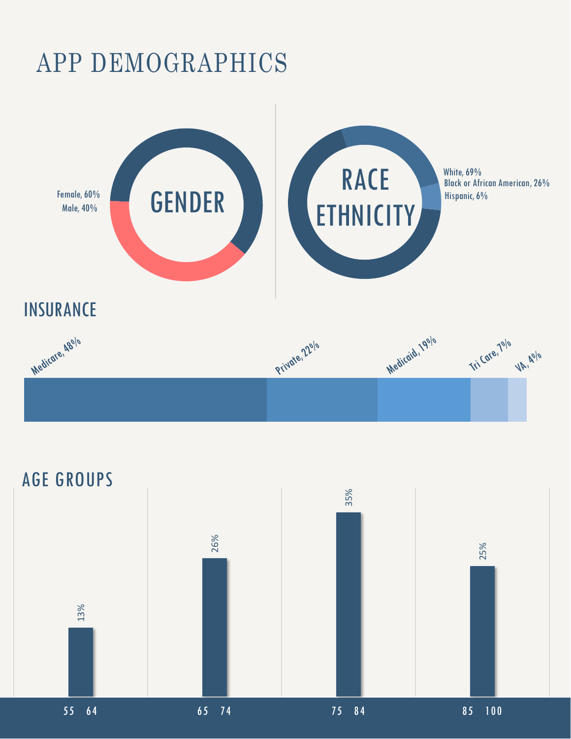# APP DEMOGRAPHICS

## GENDER

Female, 60%
Male, 40%

## RACE ETHNICITY

White, 69%
Black or African American, 26%
Hispanic, 6%

## INSURANCE

Medicare, 48%
Private, 22%
Medicaid, 19%
Tri Care, 7%
VA, 4%

## AGE GROUPS

| Age Group | Percentage |
|---|---|
| 55 64 | 13% |
| 65 74 | 26% |
| 75 84 | 35% |
| 85 100 | 25% |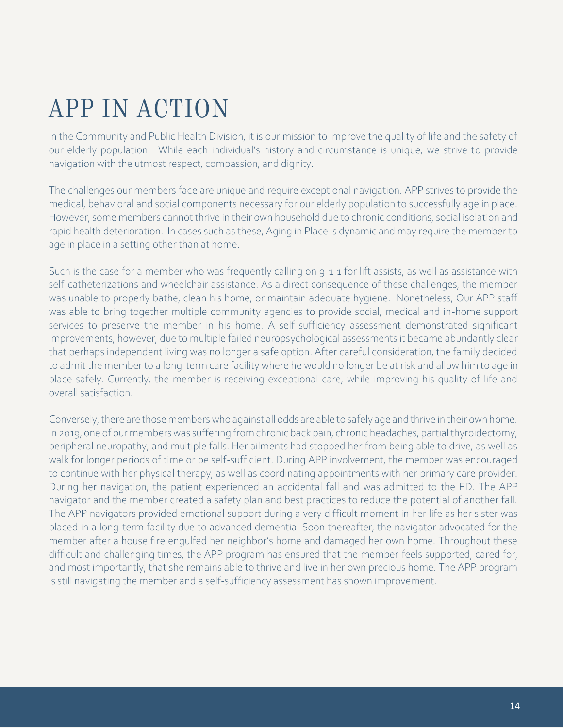# APP IN ACTION

In the Community and Public Health Division, it is our mission to improve the quality of life and the safety of our elderly population. While each individual's history and circumstance is unique, we strive to provide navigation with the utmost respect, compassion, and dignity.

The challenges our members face are unique and require exceptional navigation. APP strives to provide the medical, behavioral and social components necessary for our elderly population to successfully age in place. However, some members cannot thrive in their own household due to chronic conditions, social isolation and rapid health deterioration. In cases such as these, Aging in Place is dynamic and may require the member to age in place in a setting other than at home.

Such is the case for a member who was frequently calling on 9-1-1 for lift assists, as well as assistance with self-catheterizations and wheelchair assistance. As a direct consequence of these challenges, the member was unable to properly bathe, clean his home, or maintain adequate hygiene. Nonetheless, Our APP staff was able to bring together multiple community agencies to provide social, medical and in-home support services to preserve the member in his home. A self-sufficiency assessment demonstrated significant improvements, however, due to multiple failed neuropsychological assessments it became abundantly clear that perhaps independent living was no longer a safe option. After careful consideration, the family decided to admit the member to a long-term care facility where he would no longer be at risk and allow him to age in place safely. Currently, the member is receiving exceptional care, while improving his quality of life and overall satisfaction.

Conversely, there are those members who against all odds are able to safely age and thrive in their own home. In 2019, one of our members was suffering from chronic back pain, chronic headaches, partial thyroidectomy, peripheral neuropathy, and multiple falls. Her ailments had stopped her from being able to drive, as well as walk for longer periods of time or be self-sufficient. During APP involvement, the member was encouraged to continue with her physical therapy, as well as coordinating appointments with her primary care provider. During her navigation, the patient experienced an accidental fall and was admitted to the ED. The APP navigator and the member created a safety plan and best practices to reduce the potential of another fall. The APP navigators provided emotional support during a very difficult moment in her life as her sister was placed in a long-term facility due to advanced dementia. Soon thereafter, the navigator advocated for the member after a house fire engulfed her neighbor's home and damaged her own home. Throughout these difficult and challenging times, the APP program has ensured that the member feels supported, cared for, and most importantly, that she remains able to thrive and live in her own precious home. The APP program is still navigating the member and a self-sufficiency assessment has shown improvement.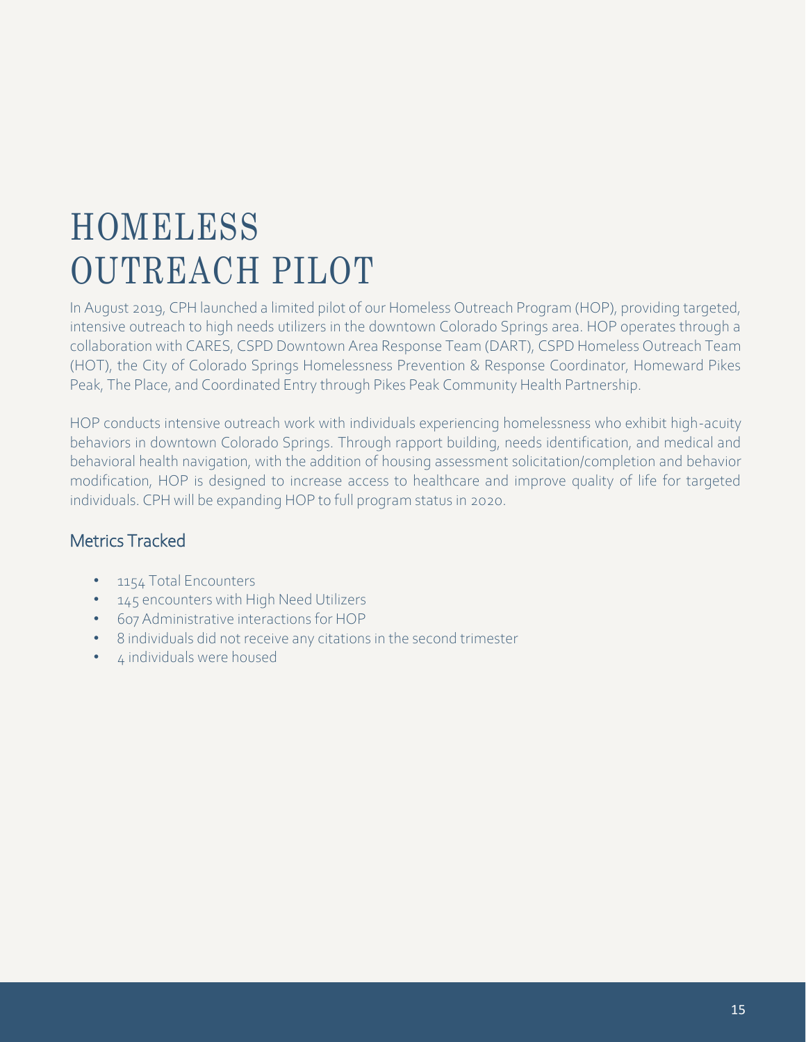# HOMELESS OUTREACH PILOT

In August 2019, CPH launched a limited pilot of our Homeless Outreach Program (HOP), providing targeted, intensive outreach to high needs utilizers in the downtown Colorado Springs area. HOP operates through a collaboration with CARES, CSPD Downtown Area Response Team (DART), CSPD Homeless Outreach Team (HOT), the City of Colorado Springs Homelessness Prevention & Response Coordinator, Homeward Pikes Peak, The Place, and Coordinated Entry through Pikes Peak Community Health Partnership.

HOP conducts intensive outreach work with individuals experiencing homelessness who exhibit high-acuity behaviors in downtown Colorado Springs. Through rapport building, needs identification, and medical and behavioral health navigation, with the addition of housing assessment solicitation/completion and behavior modification, HOP is designed to increase access to healthcare and improve quality of life for targeted individuals. CPH will be expanding HOP to full program status in 2020.

## Metrics Tracked

- 1154 Total Encounters
- 145 encounters with High Need Utilizers
- 607 Administrative interactions for HOP
- 8 individuals did not receive any citations in the second trimester
- 4 individuals were housed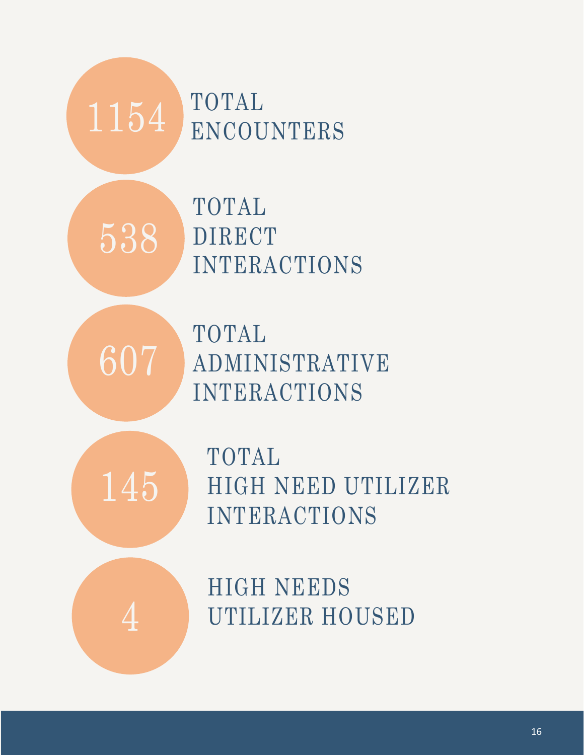**1154** TOTAL ENCOUNTERS

**538** TOTAL DIRECT INTERACTIONS

**607** TOTAL ADMINISTRATIVE INTERACTIONS

**145** TOTAL HIGH NEED UTILIZER INTERACTIONS

**4** HIGH NEEDS UTILIZER HOUSED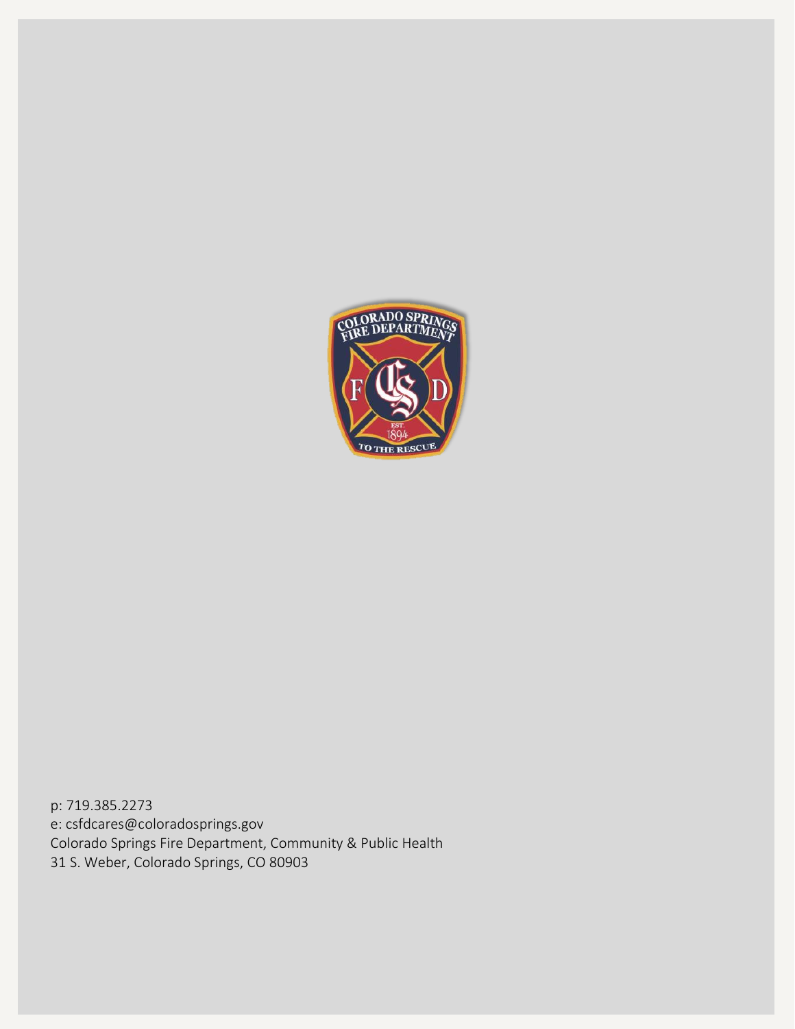p: 719.385.2273
e: csfdcares@coloradosprings.gov
Colorado Springs Fire Department, Community & Public Health
31 S. Weber, Colorado Springs, CO 80903